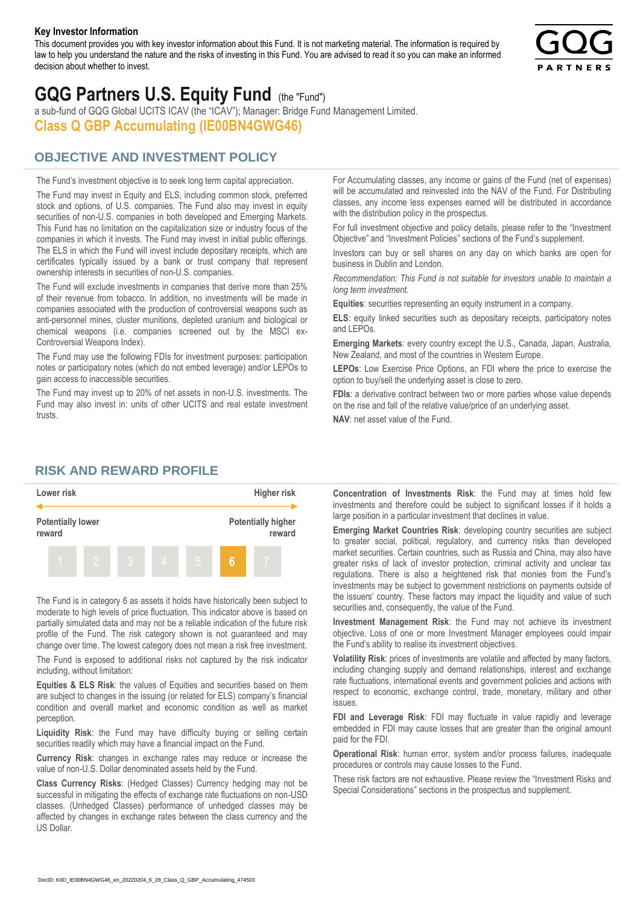**Key Investor Information**

This document provides you with key investor information about this Fund. It is not marketing material. The information is required by law to help you understand the nature and the risks of investing in this Fund. You are advised to read it so you can make an informed decision about whether to invest.

# GQG Partners U.S. Equity Fund (the "Fund")

a sub-fund of GQG Global UCITS ICAV (the "ICAV"); Manager: Bridge Fund Management Limited.

**Class Q GBP Accumulating (IE00BN4GWG46)**

## OBJECTIVE AND INVESTMENT POLICY

The Fund's investment objective is to seek long term capital appreciation.

The Fund may invest in Equity and ELS, including common stock, preferred stock and options, of U.S. companies. The Fund also may invest in equity securities of non-U.S. companies in both developed and Emerging Markets. This Fund has no limitation on the capitalization size or industry focus of the companies in which it invests. The Fund may invest in initial public offerings. The ELS in which the Fund will invest include depositary receipts, which are certificates typically issued by a bank or trust company that represent ownership interests in securities of non-U.S. companies.

The Fund will exclude investments in companies that derive more than 25% of their revenue from tobacco. In addition, no investments will be made in companies associated with the production of controversial weapons such as anti-personnel mines, cluster munitions, depleted uranium and biological or chemical weapons (i.e. companies screened out by the MSCI ex-Controversial Weapons Index).

The Fund may use the following FDIs for investment purposes: participation notes or participatory notes (which do not embed leverage) and/or LEPOs to gain access to inaccessible securities.

The Fund may invest up to 20% of net assets in non-U.S. investments. The Fund may also invest in: units of other UCITS and real estate investment trusts.

For Accumulating classes, any income or gains of the Fund (net of expenses) will be accumulated and reinvested into the NAV of the Fund. For Distributing classes, any income less expenses earned will be distributed in accordance with the distribution policy in the prospectus.

For full investment objective and policy details, please refer to the "Investment Objective" and "Investment Policies" sections of the Fund's supplement.

Investors can buy or sell shares on any day on which banks are open for business in Dublin and London.

*Recommendation: This Fund is not suitable for investors unable to maintain a long term investment.*

**Equities**: securities representing an equity instrument in a company.

**ELS**: equity linked securities such as depositary receipts, participatory notes and LEPOs.

**Emerging Markets**: every country except the U.S., Canada, Japan, Australia, New Zealand, and most of the countries in Western Europe.

**LEPOs**: Low Exercise Price Options, an FDI where the price to exercise the option to buy/sell the underlying asset is close to zero.

**FDIs**: a derivative contract between two or more parties whose value depends on the rise and fall of the relative value/price of an underlying asset.

**NAV**: net asset value of the Fund.

## RISK AND REWARD PROFILE

| Lower risk | | | | | | Higher risk |
|---|---|---|---|---|---|---|
| Potentially lower reward | | | | | | Potentially higher reward |
| 1 | 2 | 3 | 4 | 5 | **6** | 7 |

The Fund is in category 6 as assets it holds have historically been subject to moderate to high levels of price fluctuation. This indicator above is based on partially simulated data and may not be a reliable indication of the future risk profile of the Fund. The risk category shown is not guaranteed and may change over time. The lowest category does not mean a risk free investment.

The Fund is exposed to additional risks not captured by the risk indicator including, without limitation:

**Equities & ELS Risk**: the values of Equities and securities based on them are subject to changes in the issuing (or related for ELS) company's financial condition and overall market and economic condition as well as market perception.

**Liquidity Risk**: the Fund may have difficulty buying or selling certain securities readily which may have a financial impact on the Fund.

**Currency Risk**: changes in exchange rates may reduce or increase the value of non-U.S. Dollar denominated assets held by the Fund.

**Class Currency Risks**: (Hedged Classes) Currency hedging may not be successful in mitigating the effects of exchange rate fluctuations on non-USD classes. (Unhedged Classes) performance of unhedged classes may be affected by changes in exchange rates between the class currency and the US Dollar.

**Concentration of Investments Risk**: the Fund may at times hold few investments and therefore could be subject to significant losses if it holds a large position in a particular investment that declines in value.

**Emerging Market Countries Risk**: developing country securities are subject to greater social, political, regulatory, and currency risks than developed market securities. Certain countries, such as Russia and China, may also have greater risks of lack of investor protection, criminal activity and unclear tax regulations. There is also a heightened risk that monies from the Fund's investments may be subject to government restrictions on payments outside of the issuers' country. These factors may impact the liquidity and value of such securities and, consequently, the value of the Fund.

**Investment Management Risk**: the Fund may not achieve its investment objective. Loss of one or more Investment Manager employees could impair the Fund's ability to realise its investment objectives.

**Volatility Risk**: prices of investments are volatile and affected by many factors, including changing supply and demand relationships, interest and exchange rate fluctuations, international events and government policies and actions with respect to economic, exchange control, trade, monetary, military and other issues.

**FDI and Leverage Risk**: FDI may fluctuate in value rapidly and leverage embedded in FDI may cause losses that are greater than the original amount paid for the FDI.

**Operational Risk**: human error, system and/or process failures, inadequate procedures or controls may cause losses to the Fund.

These risk factors are not exhaustive. Please review the "Investment Risks and Special Considerations" sections in the prospectus and supplement.

DocID: KIID_IE00BN4GWG46_en_20220204_6_28_Class_Q_GBP_Accumulating_474503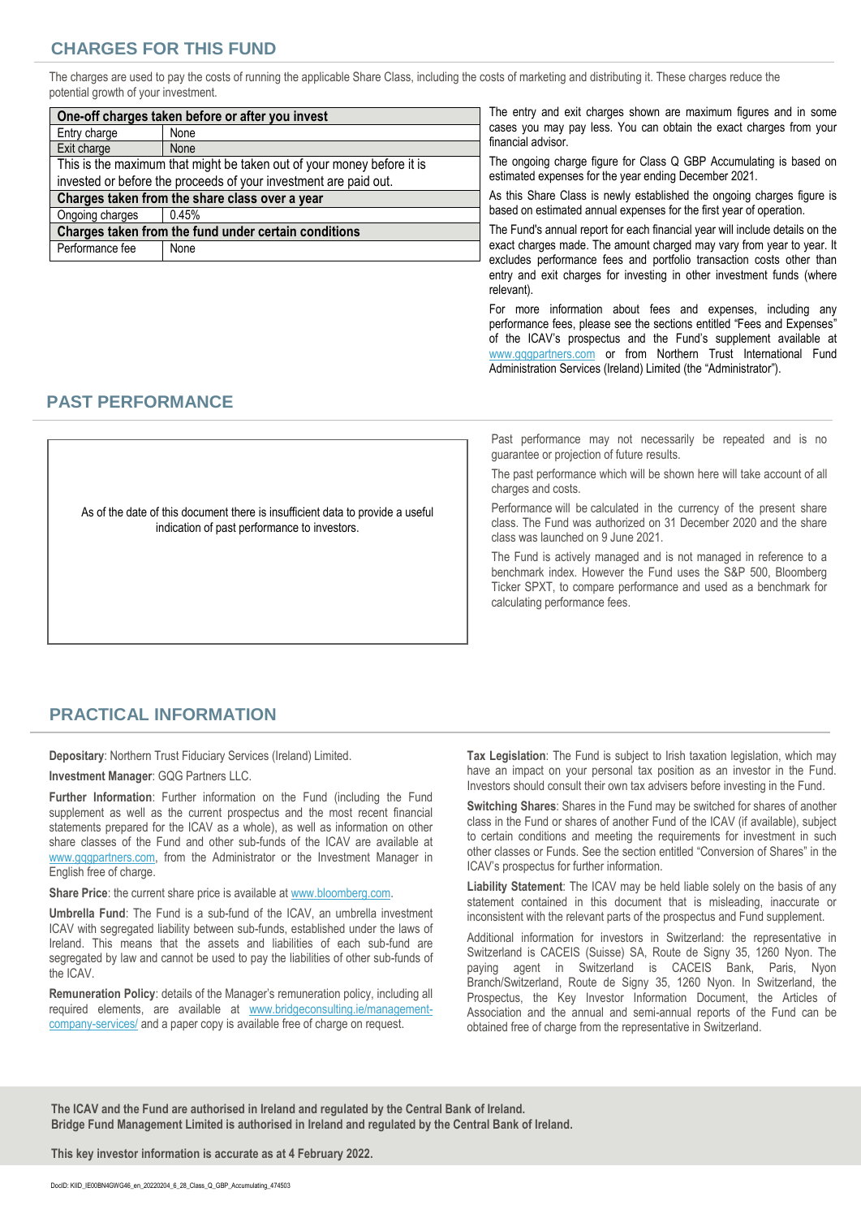## CHARGES FOR THIS FUND

The charges are used to pay the costs of running the applicable Share Class, including the costs of marketing and distributing it. These charges reduce the potential growth of your investment.

| | |
|---|---|
| **One-off charges taken before or after you invest** | |
| Entry charge | None |
| Exit charge | None |
| This is the maximum that might be taken out of your money before it is invested or before the proceeds of your investment are paid out. | |
| **Charges taken from the share class over a year** | |
| Ongoing charges | 0.45% |
| **Charges taken from the fund under certain conditions** | |
| Performance fee | None |

The entry and exit charges shown are maximum figures and in some cases you may pay less. You can obtain the exact charges from your financial advisor.

The ongoing charge figure for Class Q GBP Accumulating is based on estimated expenses for the year ending December 2021.

As this Share Class is newly established the ongoing charges figure is based on estimated annual expenses for the first year of operation.

The Fund's annual report for each financial year will include details on the exact charges made. The amount charged may vary from year to year. It excludes performance fees and portfolio transaction costs other than entry and exit charges for investing in other investment funds (where relevant).

For more information about fees and expenses, including any performance fees, please see the sections entitled "Fees and Expenses" of the ICAV's prospectus and the Fund's supplement available at www.gqgpartners.com or from Northern Trust International Fund Administration Services (Ireland) Limited (the "Administrator").

## PAST PERFORMANCE

As of the date of this document there is insufficient data to provide a useful indication of past performance to investors.

Past performance may not necessarily be repeated and is no guarantee or projection of future results.

The past performance which will be shown here will take account of all charges and costs.

Performance will be calculated in the currency of the present share class. The Fund was authorized on 31 December 2020 and the share class was launched on 9 June 2021.

The Fund is actively managed and is not managed in reference to a benchmark index. However the Fund uses the S&P 500, Bloomberg Ticker SPXT, to compare performance and used as a benchmark for calculating performance fees.

## PRACTICAL INFORMATION

**Depositary**: Northern Trust Fiduciary Services (Ireland) Limited.

**Investment Manager**: GQG Partners LLC.

**Further Information**: Further information on the Fund (including the Fund supplement as well as the current prospectus and the most recent financial statements prepared for the ICAV as a whole), as well as information on other share classes of the Fund and other sub-funds of the ICAV are available at www.gqgpartners.com, from the Administrator or the Investment Manager in English free of charge.

**Share Price**: the current share price is available at www.bloomberg.com.

**Umbrella Fund**: The Fund is a sub-fund of the ICAV, an umbrella investment ICAV with segregated liability between sub-funds, established under the laws of Ireland. This means that the assets and liabilities of each sub-fund are segregated by law and cannot be used to pay the liabilities of other sub-funds of the ICAV.

**Remuneration Policy**: details of the Manager's remuneration policy, including all required elements, are available at www.bridgeconsulting.ie/management-company-services/ and a paper copy is available free of charge on request.

**Tax Legislation**: The Fund is subject to Irish taxation legislation, which may have an impact on your personal tax position as an investor in the Fund. Investors should consult their own tax advisers before investing in the Fund.

**Switching Shares**: Shares in the Fund may be switched for shares of another class in the Fund or shares of another Fund of the ICAV (if available), subject to certain conditions and meeting the requirements for investment in such other classes or Funds. See the section entitled "Conversion of Shares" in the ICAV's prospectus for further information.

**Liability Statement**: The ICAV may be held liable solely on the basis of any statement contained in this document that is misleading, inaccurate or inconsistent with the relevant parts of the prospectus and Fund supplement.

Additional information for investors in Switzerland: the representative in Switzerland is CACEIS (Suisse) SA, Route de Signy 35, 1260 Nyon. The paying agent in Switzerland is CACEIS Bank, Paris, Nyon Branch/Switzerland, Route de Signy 35, 1260 Nyon. In Switzerland, the Prospectus, the Key Investor Information Document, the Articles of Association and the annual and semi-annual reports of the Fund can be obtained free of charge from the representative in Switzerland.

**The ICAV and the Fund are authorised in Ireland and regulated by the Central Bank of Ireland.**
**Bridge Fund Management Limited is authorised in Ireland and regulated by the Central Bank of Ireland.**

**This key investor information is accurate as at 4 February 2022.**

DocID: KIID_IE00BN4GWG46_en_20220204_6_28_Class_Q_GBP_Accumulating_474503